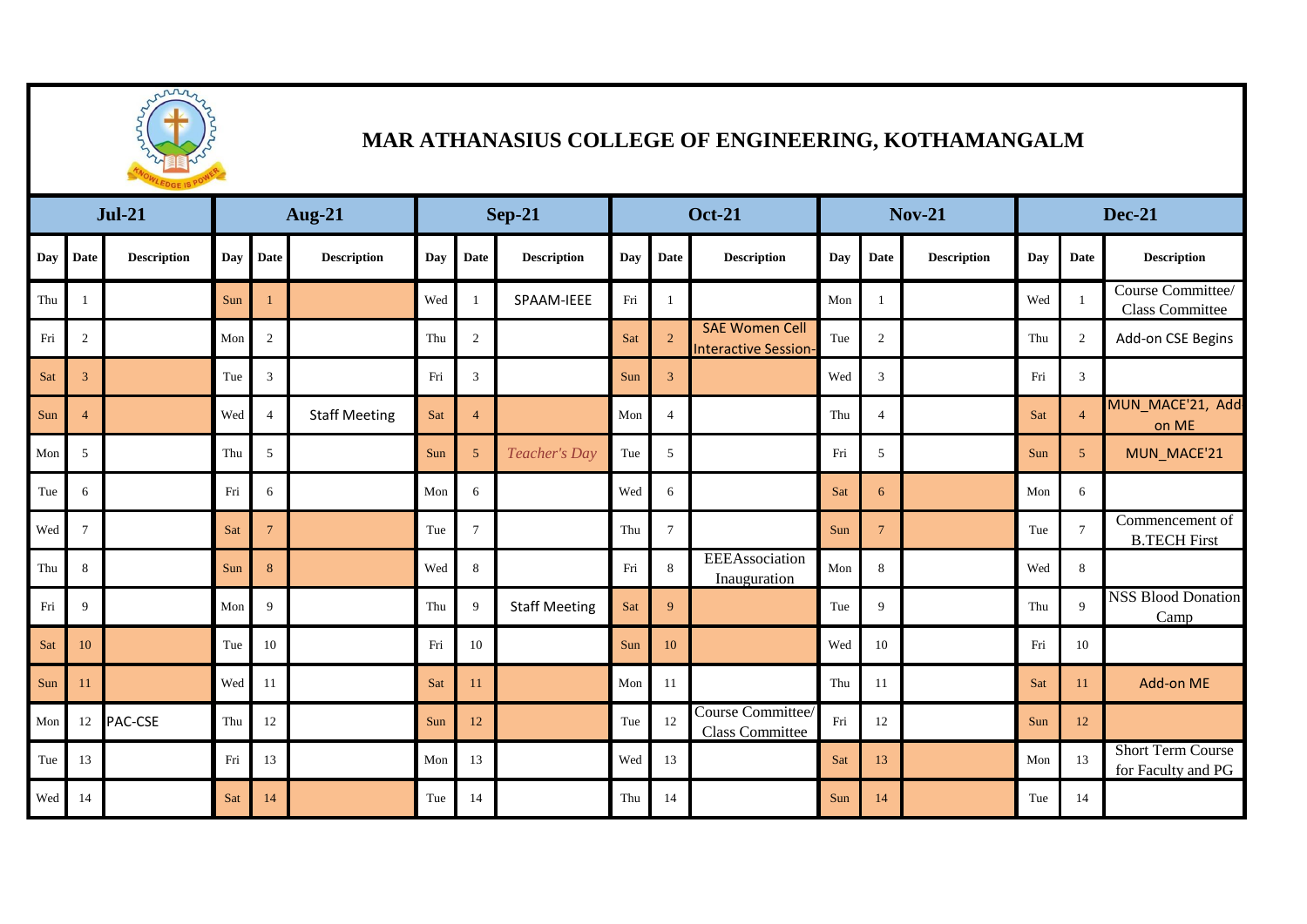# MAR ATHANASIUS COLLEGE OF ENGINEERING, KOTHAMANGALM

| Jul-21 | | | Aug-21 | | | Sep-21 | | | Oct-21 | | | Nov-21 | | | Dec-21 | | |
|---|---|---|---|---|---|---|---|---|---|---|---|---|---|---|---|---|---|
| **Day** | **Date** | **Description** | **Day** | **Date** | **Description** | **Day** | **Date** | **Description** | **Day** | **Date** | **Description** | **Day** | **Date** | **Description** | **Day** | **Date** | **Description** |
| Thu | 1 | | Sun | 1 | | Wed | 1 | SPAAM-IEEE | Fri | 1 | | Mon | 1 | | Wed | 1 | Course Committee/ Class Committee |
| Fri | 2 | | Mon | 2 | | Thu | 2 | | Sat | 2 | SAE Women Cell Interactive Session- | Tue | 2 | | Thu | 2 | Add-on CSE Begins |
| Sat | 3 | | Tue | 3 | | Fri | 3 | | Sun | 3 | | Wed | 3 | | Fri | 3 | |
| Sun | 4 | | Wed | 4 | Staff Meeting | Sat | 4 | | Mon | 4 | | Thu | 4 | | Sat | 4 | MUN_MACE'21, Add on ME |
| Mon | 5 | | Thu | 5 | | Sun | 5 | *Teacher's Day* | Tue | 5 | | Fri | 5 | | Sun | 5 | MUN_MACE'21 |
| Tue | 6 | | Fri | 6 | | Mon | 6 | | Wed | 6 | | Sat | 6 | | Mon | 6 | |
| Wed | 7 | | Sat | 7 | | Tue | 7 | | Thu | 7 | | Sun | 7 | | Tue | 7 | Commencement of B.TECH First |
| Thu | 8 | | Sun | 8 | | Wed | 8 | | Fri | 8 | EEEAssociation Inauguration | Mon | 8 | | Wed | 8 | |
| Fri | 9 | | Mon | 9 | | Thu | 9 | Staff Meeting | Sat | 9 | | Tue | 9 | | Thu | 9 | NSS Blood Donation Camp |
| Sat | 10 | | Tue | 10 | | Fri | 10 | | Sun | 10 | | Wed | 10 | | Fri | 10 | |
| Sun | 11 | | Wed | 11 | | Sat | 11 | | Mon | 11 | | Thu | 11 | | Sat | 11 | Add-on ME |
| Mon | 12 | PAC-CSE | Thu | 12 | | Sun | 12 | | Tue | 12 | Course Committee/ Class Committee | Fri | 12 | | Sun | 12 | |
| Tue | 13 | | Fri | 13 | | Mon | 13 | | Wed | 13 | | Sat | 13 | | Mon | 13 | Short Term Course for Faculty and PG |
| Wed | 14 | | Sat | 14 | | Tue | 14 | | Thu | 14 | | Sun | 14 | | Tue | 14 | |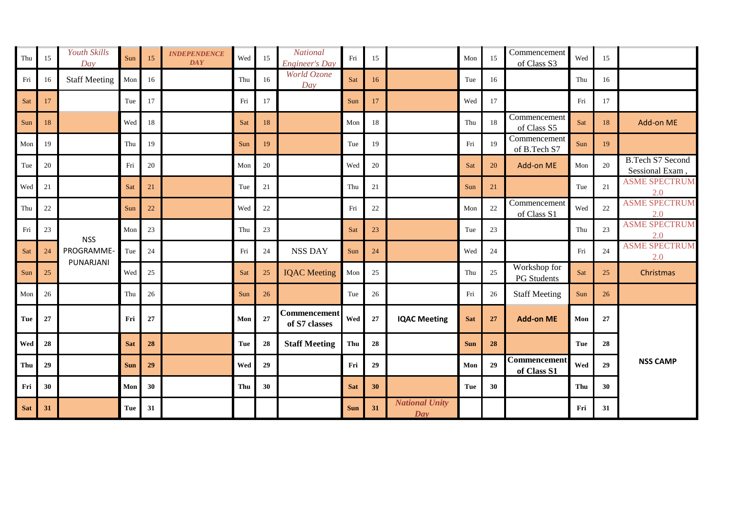| | | | | | | | | | | | | | | | | | |
|---|---|---|---|---|---|---|---|---|---|---|---|---|---|---|---|---|---|
| Thu | 15 | *Youth Skills Day* | Sun | 15 | ***INDEPENDENCE DAY*** | Wed | 15 | *National Engineer's Day* | Fri | 15 | | Mon | 15 | Commencement of Class S3 | Wed | 15 | |
| Fri | 16 | Staff Meeting | Mon | 16 | | Thu | 16 | *World Ozone Day* | Sat | 16 | | Tue | 16 | | Thu | 16 | |
| Sat | 17 | | Tue | 17 | | Fri | 17 | | Sun | 17 | | Wed | 17 | | Fri | 17 | |
| Sun | 18 | | Wed | 18 | | Sat | 18 | | Mon | 18 | | Thu | 18 | Commencement of Class S5 | Sat | 18 | Add-on ME |
| Mon | 19 | | Thu | 19 | | Sun | 19 | | Tue | 19 | | Fri | 19 | Commencement of B.Tech S7 | Sun | 19 | |
| Tue | 20 | | Fri | 20 | | Mon | 20 | | Wed | 20 | | Sat | 20 | Add-on ME | Mon | 20 | B.Tech S7 Second Sessional Exam , |
| Wed | 21 | | Sat | 21 | | Tue | 21 | | Thu | 21 | | Sun | 21 | | Tue | 21 | ASME SPECTRUM 2.0 |
| Thu | 22 | | Sun | 22 | | Wed | 22 | | Fri | 22 | | Mon | 22 | Commencement of Class S1 | Wed | 22 | ASME SPECTRUM 2.0 |
| Fri | 23 | NSS PROGRAMME-PUNARJANI | Mon | 23 | | Thu | 23 | | Sat | 23 | | Tue | 23 | | Thu | 23 | ASME SPECTRUM 2.0 |
| Sat | 24 | | Tue | 24 | | Fri | 24 | NSS DAY | Sun | 24 | | Wed | 24 | | Fri | 24 | ASME SPECTRUM 2.0 |
| Sun | 25 | | Wed | 25 | | Sat | 25 | IQAC Meeting | Mon | 25 | | Thu | 25 | Workshop for PG Students | Sat | 25 | Christmas |
| Mon | 26 | | Thu | 26 | | Sun | 26 | | Tue | 26 | | Fri | 26 | Staff Meeting | Sun | 26 | |
| **Tue** | **27** | | **Fri** | **27** | | **Mon** | **27** | **Commencement of S7 classes** | **Wed** | **27** | **IQAC Meeting** | **Sat** | **27** | **Add-on ME** | **Mon** | **27** | **NSS CAMP** |
| **Wed** | **28** | | **Sat** | **28** | | **Tue** | **28** | **Staff Meeting** | **Thu** | **28** | | **Sun** | **28** | | **Tue** | **28** | |
| **Thu** | **29** | | **Sun** | **29** | | **Wed** | **29** | | **Fri** | **29** | | **Mon** | **29** | **Commencement of Class S1** | **Wed** | **29** | |
| **Fri** | **30** | | **Mon** | **30** | | **Thu** | **30** | | **Sat** | **30** | | **Tue** | **30** | | **Thu** | **30** | |
| **Sat** | **31** | | **Tue** | **31** | | | | | **Sun** | **31** | ***National Unity Day*** | | | | **Fri** | **31** | |